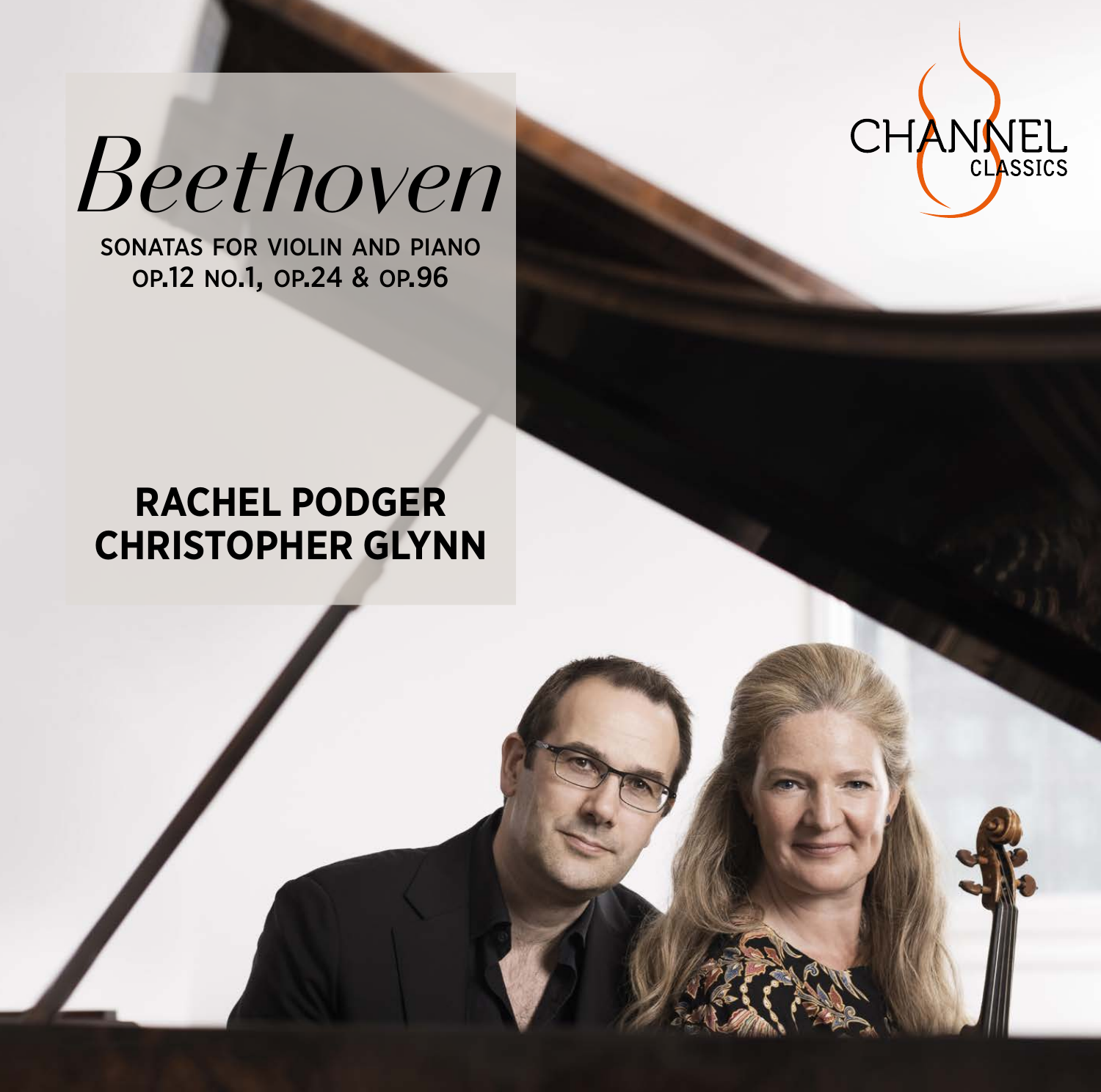# *Beethoven*

SONATAS FOR VIOLIN AND PIANO
OP.12 NO.1, OP.24 & OP.96

**RACHEL PODGER**
**CHRISTOPHER GLYNN**

CHANNEL CLASSICS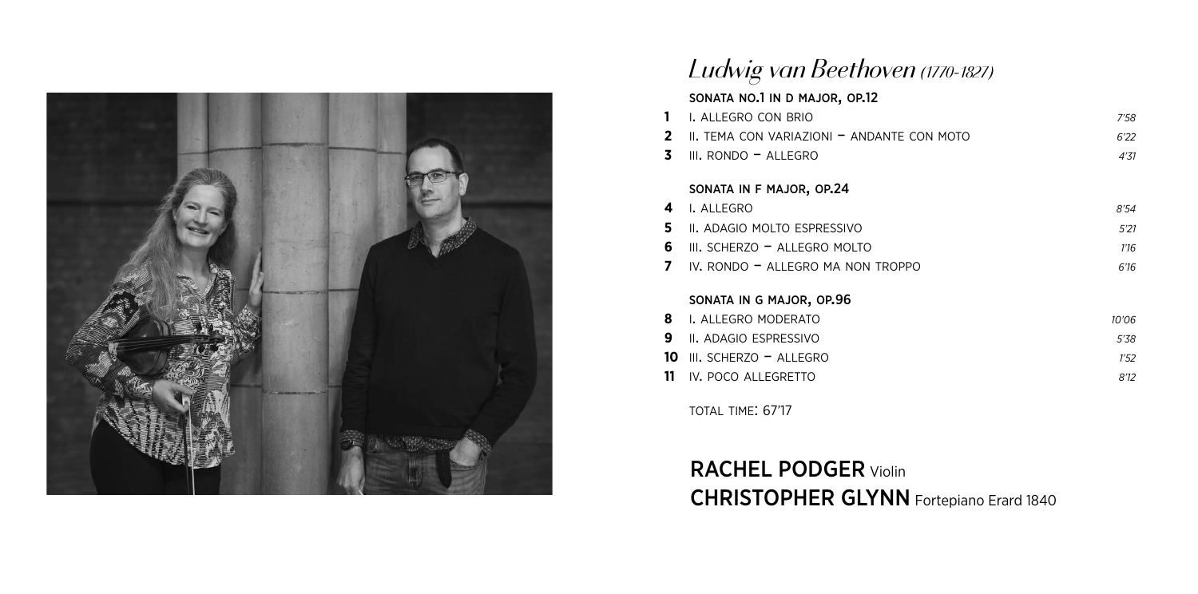# *Ludwig van Beethoven (1770-1827)*

## SONATA NO.1 IN D MAJOR, OP.12

| | | |
|---|---|---|
| **1** | I. ALLEGRO CON BRIO | *7'58* |
| **2** | II. TEMA CON VARIAZIONI – ANDANTE CON MOTO | *6'22* |
| **3** | III. RONDO – ALLEGRO | *4'31* |

## SONATA IN F MAJOR, OP.24

| | | |
|---|---|---|
| **4** | I. ALLEGRO | *8'54* |
| **5** | II. ADAGIO MOLTO ESPRESSIVO | *5'21* |
| **6** | III. SCHERZO – ALLEGRO MOLTO | *1'16* |
| **7** | IV. RONDO – ALLEGRO MA NON TROPPO | *6'16* |

## SONATA IN G MAJOR, OP.96

| | | |
|---|---|---|
| **8** | I. ALLEGRO MODERATO | *10'06* |
| **9** | II. ADAGIO ESPRESSIVO | *5'38* |
| **10** | III. SCHERZO – ALLEGRO | *1'52* |
| **11** | IV. POCO ALLEGRETTO | *8'12* |

TOTAL TIME: 67'17

**RACHEL PODGER** Violin
**CHRISTOPHER GLYNN** Fortepiano Erard 1840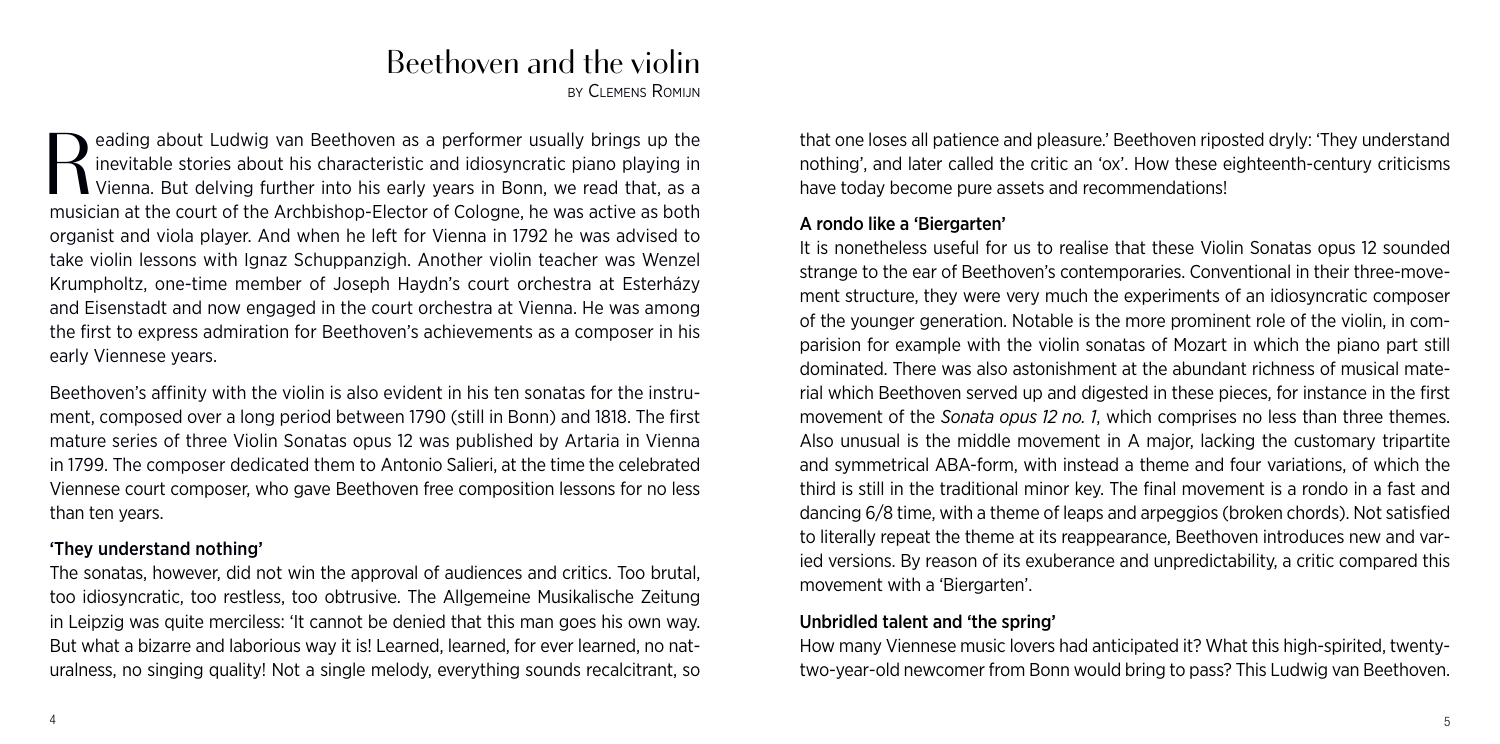# Beethoven and the violin

BY CLEMENS ROMIJN

Reading about Ludwig van Beethoven as a performer usually brings up the inevitable stories about his characteristic and idiosyncratic piano playing in Vienna. But delving further into his early years in Bonn, we read that, as a musician at the court of the Archbishop-Elector of Cologne, he was active as both organist and viola player. And when he left for Vienna in 1792 he was advised to take violin lessons with Ignaz Schuppanzigh. Another violin teacher was Wenzel Krumpholtz, one-time member of Joseph Haydn's court orchestra at Esterházy and Eisenstadt and now engaged in the court orchestra at Vienna. He was among the first to express admiration for Beethoven's achievements as a composer in his early Viennese years.

Beethoven's affinity with the violin is also evident in his ten sonatas for the instrument, composed over a long period between 1790 (still in Bonn) and 1818. The first mature series of three Violin Sonatas opus 12 was published by Artaria in Vienna in 1799. The composer dedicated them to Antonio Salieri, at the time the celebrated Viennese court composer, who gave Beethoven free composition lessons for no less than ten years.

### 'They understand nothing'

The sonatas, however, did not win the approval of audiences and critics. Too brutal, too idiosyncratic, too restless, too obtrusive. The Allgemeine Musikalische Zeitung in Leipzig was quite merciless: 'It cannot be denied that this man goes his own way. But what a bizarre and laborious way it is! Learned, learned, for ever learned, no naturalness, no singing quality! Not a single melody, everything sounds recalcitrant, so that one loses all patience and pleasure.' Beethoven riposted dryly: 'They understand nothing', and later called the critic an 'ox'. How these eighteenth-century criticisms have today become pure assets and recommendations!

### A rondo like a 'Biergarten'

It is nonetheless useful for us to realise that these Violin Sonatas opus 12 sounded strange to the ear of Beethoven's contemporaries. Conventional in their three-movement structure, they were very much the experiments of an idiosyncratic composer of the younger generation. Notable is the more prominent role of the violin, in comparision for example with the violin sonatas of Mozart in which the piano part still dominated. There was also astonishment at the abundant richness of musical material which Beethoven served up and digested in these pieces, for instance in the first movement of the *Sonata opus 12 no. 1*, which comprises no less than three themes. Also unusual is the middle movement in A major, lacking the customary tripartite and symmetrical ABA-form, with instead a theme and four variations, of which the third is still in the traditional minor key. The final movement is a rondo in a fast and dancing 6/8 time, with a theme of leaps and arpeggios (broken chords). Not satisfied to literally repeat the theme at its reappearance, Beethoven introduces new and varied versions. By reason of its exuberance and unpredictability, a critic compared this movement with a 'Biergarten'.

### Unbridled talent and 'the spring'

How many Viennese music lovers had anticipated it? What this high-spirited, twenty-two-year-old newcomer from Bonn would bring to pass? This Ludwig van Beethoven.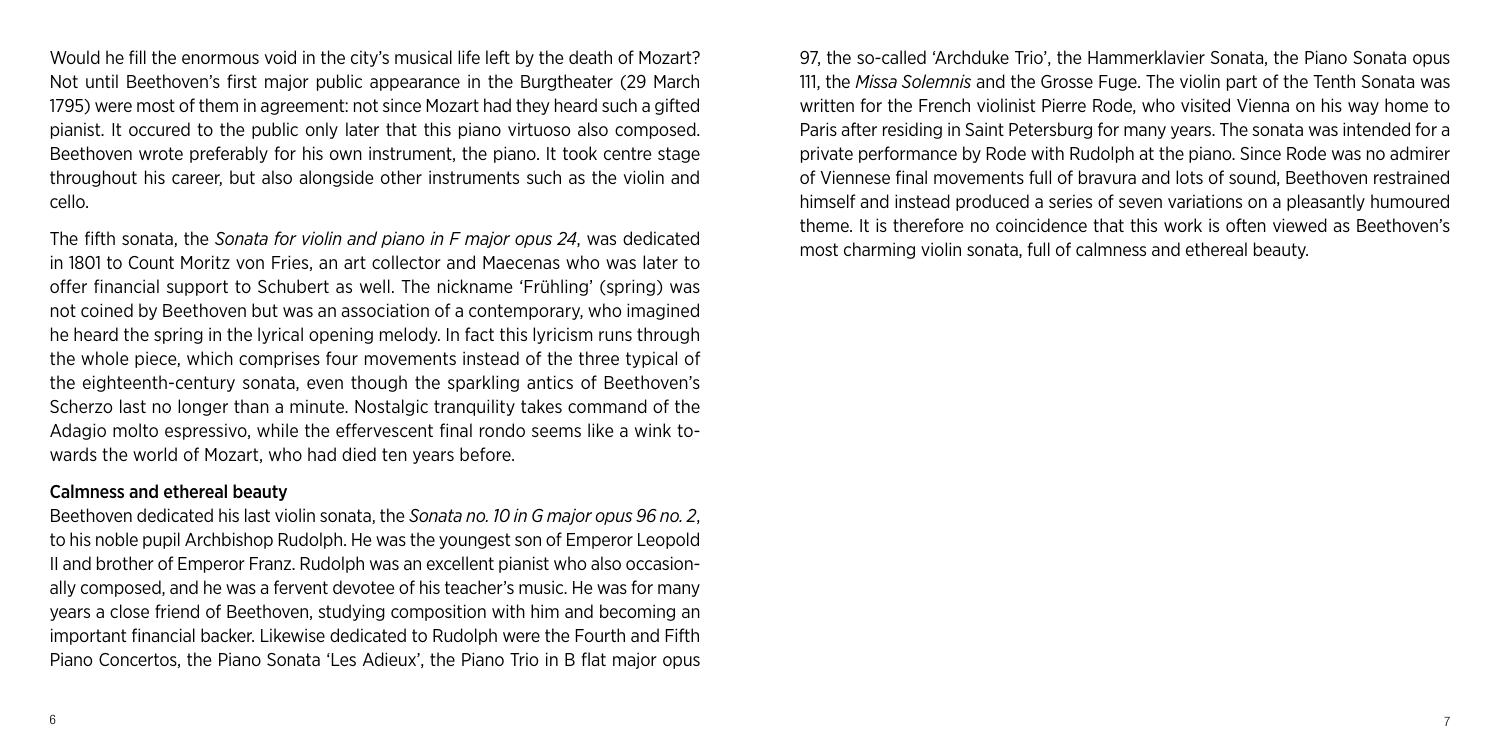Would he fill the enormous void in the city's musical life left by the death of Mozart? Not until Beethoven's first major public appearance in the Burgtheater (29 March 1795) were most of them in agreement: not since Mozart had they heard such a gifted pianist. It occured to the public only later that this piano virtuoso also composed. Beethoven wrote preferably for his own instrument, the piano. It took centre stage throughout his career, but also alongside other instruments such as the violin and cello.

The fifth sonata, the *Sonata for violin and piano in F major opus 24*, was dedicated in 1801 to Count Moritz von Fries, an art collector and Maecenas who was later to offer financial support to Schubert as well. The nickname 'Frühling' (spring) was not coined by Beethoven but was an association of a contemporary, who imagined he heard the spring in the lyrical opening melody. In fact this lyricism runs through the whole piece, which comprises four movements instead of the three typical of the eighteenth-century sonata, even though the sparkling antics of Beethoven's Scherzo last no longer than a minute. Nostalgic tranquility takes command of the Adagio molto espressivo, while the effervescent final rondo seems like a wink towards the world of Mozart, who had died ten years before.

### Calmness and ethereal beauty

Beethoven dedicated his last violin sonata, the *Sonata no. 10 in G major opus 96 no. 2*, to his noble pupil Archbishop Rudolph. He was the youngest son of Emperor Leopold II and brother of Emperor Franz. Rudolph was an excellent pianist who also occasionally composed, and he was a fervent devotee of his teacher's music. He was for many years a close friend of Beethoven, studying composition with him and becoming an important financial backer. Likewise dedicated to Rudolph were the Fourth and Fifth Piano Concertos, the Piano Sonata 'Les Adieux', the Piano Trio in B flat major opus 97, the so-called 'Archduke Trio', the Hammerklavier Sonata, the Piano Sonata opus 111, the *Missa Solemnis* and the Grosse Fuge. The violin part of the Tenth Sonata was written for the French violinist Pierre Rode, who visited Vienna on his way home to Paris after residing in Saint Petersburg for many years. The sonata was intended for a private performance by Rode with Rudolph at the piano. Since Rode was no admirer of Viennese final movements full of bravura and lots of sound, Beethoven restrained himself and instead produced a series of seven variations on a pleasantly humoured theme. It is therefore no coincidence that this work is often viewed as Beethoven's most charming violin sonata, full of calmness and ethereal beauty.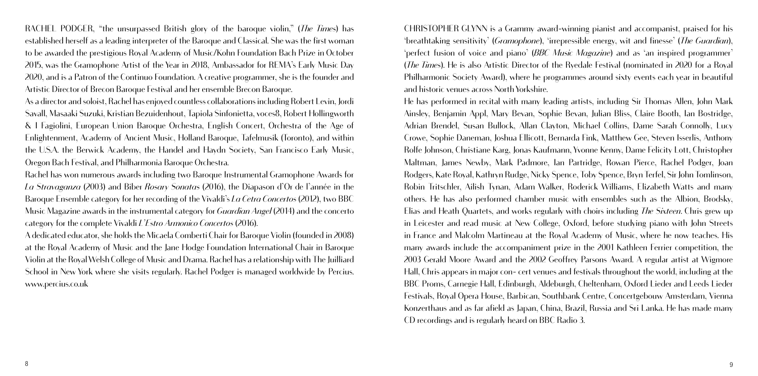RACHEL PODGER, "the unsurpassed British glory of the baroque violin," (*The Times*) has established herself as a leading interpreter of the Baroque and Classical. She was the first woman to be awarded the prestigious Royal Academy of Music/Kohn Foundation Bach Prize in October 2015, was the Gramophone Artist of the Year in 2018, Ambassador for REMA's Early Music Day 2020, and is a Patron of the Continuo Foundation. A creative programmer, she is the founder and Artistic Director of Brecon Baroque Festival and her ensemble Brecon Baroque.

As a director and soloist, Rachel has enjoyed countless collaborations including Robert Levin, Jordi Savall, Masaaki Suzuki, Kristian Bezuidenhout, Tapiola Sinfonietta, voces8, Robert Hollingworth & I Fagiolini, European Union Baroque Orchestra, English Concert, Orchestra of the Age of Enlightenment, Academy of Ancient Music, Holland Baroque, Tafelmusik (Toronto), and within the U.S.A. the Berwick Academy, the Handel and Haydn Society, San Francisco Early Music, Oregon Bach Festival, and Philharmonia Baroque Orchestra.

Rachel has won numerous awards including two Baroque Instrumental Gramophone Awards for *La Stravaganza* (2003) and Biber *Rosary Sonatas* (2016), the Diapason d'Or de l'année in the Baroque Ensemble category for her recording of the Vivaldi's *La Cetra Concertos* (2012), two BBC Music Magazine awards in the instrumental category for *Guardian Angel* (2014) and the concerto category for the complete Vivaldi *L'Estro Armonico Concertos* (2016).

A dedicated educator, she holds the Micaela Comberti Chair for Baroque Violin (founded in 2008) at the Royal Academy of Music and the Jane Hodge Foundation International Chair in Baroque Violin at the Royal Welsh College of Music and Drama. Rachel has a relationship with The Juilliard School in New York where she visits regularly. Rachel Podger is managed worldwide by Percius. www.percius.co.uk

CHRISTOPHER GLYNN is a Grammy award-winning pianist and accompanist, praised for his 'breathtaking sensitivity' (*Gramophone*), 'irrepressible energy, wit and finesse' (*The Guardian*), 'perfect fusion of voice and piano' (*BBC Music Magazine*) and as 'an inspired programmer' (*The Times*). He is also Artistic Director of the Ryedale Festival (nominated in 2020 for a Royal Philharmonic Society Award), where he programmes around sixty events each year in beautiful and historic venues across North Yorkshire.

He has performed in recital with many leading artists, including Sir Thomas Allen, John Mark Ainsley, Benjamin Appl, Mary Bevan, Sophie Bevan, Julian Bliss, Claire Booth, Ian Bostridge, Adrian Brendel, Susan Bullock, Allan Clayton, Michael Collins, Dame Sarah Connolly, Lucy Crowe, Sophie Daneman, Joshua Ellicott, Bernarda Fink, Matthew Gee, Steven Isserlis, Anthony Rolfe Johnson, Christiane Karg, Jonas Kaufmann, Yvonne Kenny, Dame Felicity Lott, Christopher Maltman, James Newby, Mark Padmore, Ian Partridge, Rowan Pierce, Rachel Podger, Joan Rodgers, Kate Royal, Kathryn Rudge, Nicky Spence, Toby Spence, Bryn Terfel, Sir John Tomlinson, Robin Tritschler, Ailish Tynan, Adam Walker, Roderick Williams, Elizabeth Watts and many others. He has also performed chamber music with ensembles such as the Albion, Brodsky, Elias and Heath Quartets, and works regularly with choirs including *The Sixteen*. Chris grew up in Leicester and read music at New College, Oxford, before studying piano with John Streets in France and Malcolm Martineau at the Royal Academy of Music, where he now teaches. His many awards include the accompaniment prize in the 2001 Kathleen Ferrier competition, the 2003 Gerald Moore Award and the 2002 Geoffrey Parsons Award. A regular artist at Wigmore Hall, Chris appears in major con- cert venues and festivals throughout the world, including at the BBC Proms, Carnegie Hall, Edinburgh, Aldeburgh, Cheltenham, Oxford Lieder and Leeds Lieder Festivals, Royal Opera House, Barbican, Southbank Centre, Concertgebouw Amsterdam, Vienna Konzerthaus and as far afield as Japan, China, Brazil, Russia and Sri Lanka. He has made many CD recordings and is regularly heard on BBC Radio 3.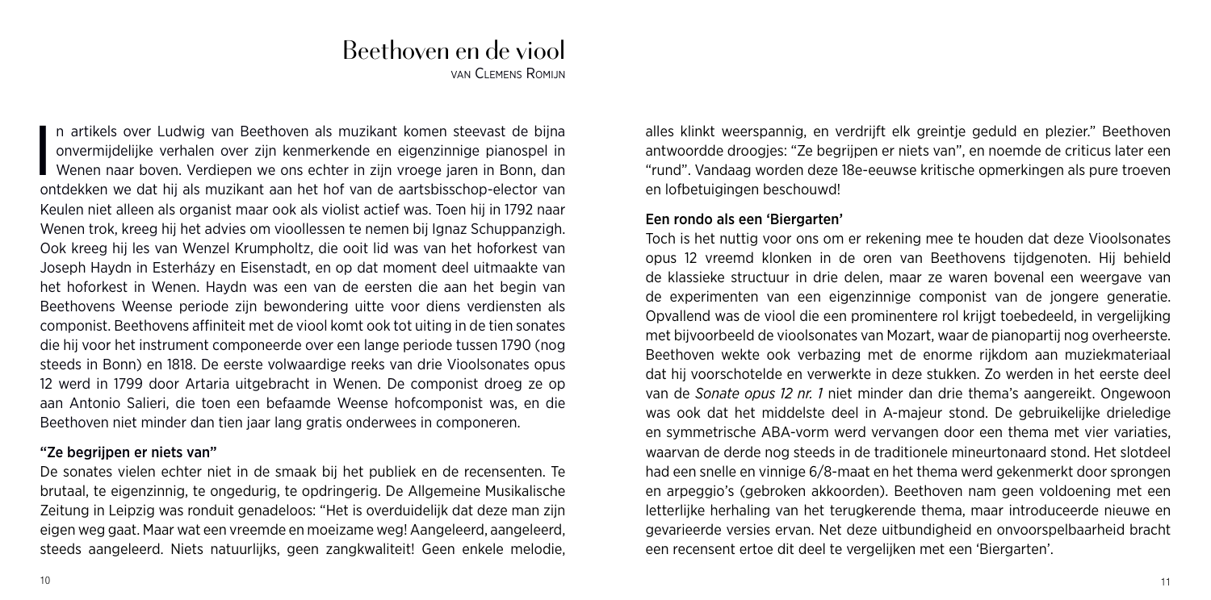# Beethoven en de viool

van Clemens Romijn

In artikels over Ludwig van Beethoven als muzikant komen steevast de bijna onvermijdelijke verhalen over zijn kenmerkende en eigenzinnige pianospel in Wenen naar boven. Verdiepen we ons echter in zijn vroege jaren in Bonn, dan ontdekken we dat hij als muzikant aan het hof van de aartsbisschop-elector van Keulen niet alleen als organist maar ook als violist actief was. Toen hij in 1792 naar Wenen trok, kreeg hij het advies om vioollessen te nemen bij Ignaz Schuppanzigh. Ook kreeg hij les van Wenzel Krumpholtz, die ooit lid was van het hoforkest van Joseph Haydn in Esterházy en Eisenstadt, en op dat moment deel uitmaakte van het hoforkest in Wenen. Haydn was een van de eersten die aan het begin van Beethovens Weense periode zijn bewondering uitte voor diens verdiensten als componist. Beethovens affiniteit met de viool komt ook tot uiting in de tien sonates die hij voor het instrument componeerde over een lange periode tussen 1790 (nog steeds in Bonn) en 1818. De eerste volwaardige reeks van drie Vioolsonates opus 12 werd in 1799 door Artaria uitgebracht in Wenen. De componist droeg ze op aan Antonio Salieri, die toen een befaamde Weense hofcomponist was, en die Beethoven niet minder dan tien jaar lang gratis onderwees in componeren.

## "Ze begrijpen er niets van"

De sonates vielen echter niet in de smaak bij het publiek en de recensenten. Te brutaal, te eigenzinnig, te ongedurig, te opdringerig. De Allgemeine Musikalische Zeitung in Leipzig was ronduit genadeloos: "Het is overduidelijk dat deze man zijn eigen weg gaat. Maar wat een vreemde en moeizame weg! Aangeleerd, aangeleerd, steeds aangeleerd. Niets natuurlijks, geen zangkwaliteit! Geen enkele melodie, alles klinkt weerspannig, en verdrijft elk greintje geduld en plezier." Beethoven antwoordde droogjes: "Ze begrijpen er niets van", en noemde de criticus later een "rund". Vandaag worden deze 18e-eeuwse kritische opmerkingen als pure troeven en lofbetuigingen beschouwd!

## Een rondo als een 'Biergarten'

Toch is het nuttig voor ons om er rekening mee te houden dat deze Vioolsonates opus 12 vreemd klonken in de oren van Beethovens tijdgenoten. Hij behield de klassieke structuur in drie delen, maar ze waren bovenal een weergave van de experimenten van een eigenzinnige componist van de jongere generatie. Opvallend was de viool die een prominentere rol krijgt toebedeeld, in vergelijking met bijvoorbeeld de vioolsonates van Mozart, waar de pianopartij nog overheerste. Beethoven wekte ook verbazing met de enorme rijkdom aan muziekmateriaal dat hij voorschotelde en verwerkte in deze stukken. Zo werden in het eerste deel van de *Sonate opus 12 nr. 1* niet minder dan drie thema's aangereikt. Ongewoon was ook dat het middelste deel in A-majeur stond. De gebruikelijke drieledige en symmetrische ABA-vorm werd vervangen door een thema met vier variaties, waarvan de derde nog steeds in de traditionele mineurtonaard stond. Het slotdeel had een snelle en vinnige 6/8-maat en het thema werd gekenmerkt door sprongen en arpeggio's (gebroken akkoorden). Beethoven nam geen voldoening met een letterlijke herhaling van het terugkerende thema, maar introduceerde nieuwe en gevarieerde versies ervan. Net deze uitbundigheid en onvoorspelbaarheid bracht een recensent ertoe dit deel te vergelijken met een 'Biergarten'.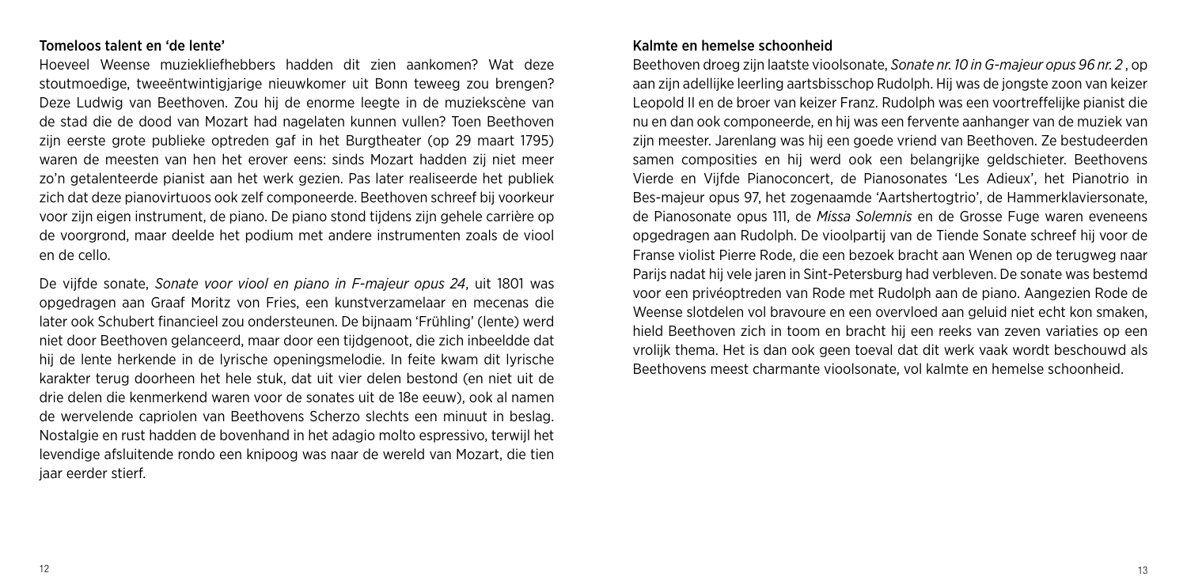## Tomeloos talent en 'de lente'

Hoeveel Weense muziekliefhebbers hadden dit zien aankomen? Wat deze stoutmoedige, tweeëntwintigjarige nieuwkomer uit Bonn teweeg zou brengen? Deze Ludwig van Beethoven. Zou hij de enorme leegte in de muziekscène van de stad die de dood van Mozart had nagelaten kunnen vullen? Toen Beethoven zijn eerste grote publieke optreden gaf in het Burgtheater (op 29 maart 1795) waren de meesten van hen het erover eens: sinds Mozart hadden zij niet meer zo'n getalenteerde pianist aan het werk gezien. Pas later realiseerde het publiek zich dat deze pianovirtuoos ook zelf componeerde. Beethoven schreef bij voorkeur voor zijn eigen instrument, de piano. De piano stond tijdens zijn gehele carrière op de voorgrond, maar deelde het podium met andere instrumenten zoals de viool en de cello.

De vijfde sonate, *Sonate voor viool en piano in F-majeur opus 24*, uit 1801 was opgedragen aan Graaf Moritz von Fries, een kunstverzamelaar en mecenas die later ook Schubert financieel zou ondersteunen. De bijnaam 'Frühling' (lente) werd niet door Beethoven gelanceerd, maar door een tijdgenoot, die zich inbeeldde dat hij de lente herkende in de lyrische openingsmelodie. In feite kwam dit lyrische karakter terug doorheen het hele stuk, dat uit vier delen bestond (en niet uit de drie delen die kenmerkend waren voor de sonates uit de 18e eeuw), ook al namen de wervelende capriolen van Beethovens Scherzo slechts een minuut in beslag. Nostalgie en rust hadden de bovenhand in het adagio molto espressivo, terwijl het levendige afsluitende rondo een knipoog was naar de wereld van Mozart, die tien jaar eerder stierf.

## Kalmte en hemelse schoonheid

Beethoven droeg zijn laatste vioolsonate, *Sonate nr. 10 in G-majeur opus 96 nr. 2* , op aan zijn adellijke leerling aartsbisschop Rudolph. Hij was de jongste zoon van keizer Leopold II en de broer van keizer Franz. Rudolph was een voortreffelijke pianist die nu en dan ook componeerde, en hij was een fervente aanhanger van de muziek van zijn meester. Jarenlang was hij een goede vriend van Beethoven. Ze bestudeerden samen composities en hij werd ook een belangrijke geldschieter. Beethovens Vierde en Vijfde Pianoconcert, de Pianosonates 'Les Adieux', het Pianotrio in Bes-majeur opus 97, het zogenaamde 'Aartshertogtrio', de Hammerklaviersonate, de Pianosonate opus 111, de *Missa Solemnis* en de Grosse Fuge waren eveneens opgedragen aan Rudolph. De vioolpartij van de Tiende Sonate schreef hij voor de Franse violist Pierre Rode, die een bezoek bracht aan Wenen op de terugweg naar Parijs nadat hij vele jaren in Sint-Petersburg had verbleven. De sonate was bestemd voor een privéoptreden van Rode met Rudolph aan de piano. Aangezien Rode de Weense slotdelen vol bravoure en een overvloed aan geluid niet echt kon smaken, hield Beethoven zich in toom en bracht hij een reeks van zeven variaties op een vrolijk thema. Het is dan ook geen toeval dat dit werk vaak wordt beschouwd als Beethovens meest charmante vioolsonate, vol kalmte en hemelse schoonheid.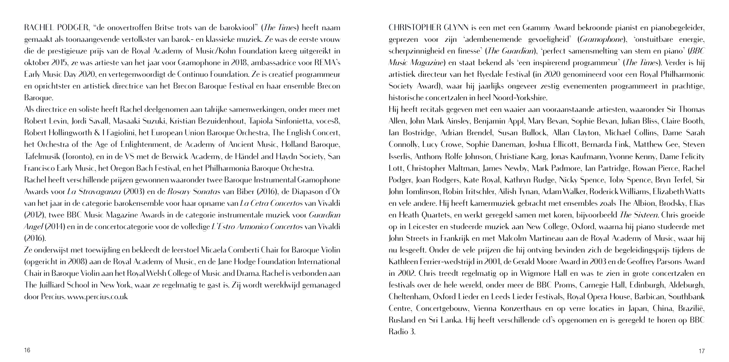RACHEL PODGER, "de onovertroffen Britse trots van de barokviool" (*The Times*) heeft naam gemaakt als toonaangevende vertolkster van barok- en klassieke muziek. Ze was de eerste vrouw die de prestigieuze prijs van de Royal Academy of Music/Kohn Foundation kreeg uitgereikt in oktober 2015, ze was artieste van het jaar voor Gramophone in 2018, ambassadrice voor REMA's Early Music Day 2020, en vertegenwoordigt de Continuo Foundation. Ze is creatief programmeur en oprichtster en artistiek directrice van het Brecon Baroque Festival en haar ensemble Brecon Baroque.

Als directrice en soliste heeft Rachel deelgenomen aan talrijke samenwerkingen, onder meer met Robert Levin, Jordi Savall, Masaaki Suzuki, Kristian Bezuidenhout, Tapiola Sinfonietta, voces8, Robert Hollingworth & I Fagiolini, het European Union Baroque Orchestra, The English Concert, het Orchestra of the Age of Enlightenment, de Academy of Ancient Music, Holland Baroque, Tafelmusik (Toronto), en in de VS met de Berwick Academy, de Händel and Haydn Society, San Francisco Early Music, het Oregon Bach Festival, en het Philharmonia Baroque Orchestra.

Rachel heeft verschillende prijzen gewonnen waaronder twee Baroque Instrumental Gramophone Awards voor *La Stravaganza* (2003) en de *Rosary Sonatas* van Biber (2016), de Diapason d'Or van het jaar in de categorie barokensemble voor haar opname van *La Cetra Concertos* van Vivaldi (2012), twee BBC Music Magazine Awards in de categorie instrumentale muziek voor *Guardian Angel* (2014) en in de concertocategorie voor de volledige *L'Estro Armonico Concertos* van Vivaldi (2016).

Ze onderwijst met toewijding en bekleedt de leerstoel Micaela Comberti Chair for Baroque Violin (opgericht in 2008) aan de Royal Academy of Music, en de Jane Hodge Foundation International Chair in Baroque Violin aan het Royal Welsh College of Music and Drama. Rachel is verbonden aan The Juilliard School in New York, waar ze regelmatig te gast is. Zij wordt wereldwijd gemanaged door Percius. www.percius.co.uk

CHRISTOPHER GLYNN is een met een Grammy Award bekroonde pianist en pianobegeleider, geprezen voor zijn 'adembenemende gevoeligheid' (*Gramophone*), 'onstuitbare energie, scherpzinnigheid en finesse' (*The Guardian*), 'perfect samensmelting van stem en piano' (*BBC Music Magazine*) en staat bekend als 'een inspirerend programmeur' (*The Times*). Verder is hij artistiek directeur van het Ryedale Festival (in 2020 genomineerd voor een Royal Philharmonic Society Award), waar hij jaarlijks ongeveer zestig evenementen programmeert in prachtige, historische concertzalen in heel Noord-Yorkshire.

Hij heeft recitals gegeven met een waaier aan vooraanstaande artiesten, waaronder Sir Thomas Allen, John Mark Ainsley, Benjamin Appl, Mary Bevan, Sophie Bevan, Julian Bliss, Claire Booth, Ian Bostridge, Adrian Brendel, Susan Bullock, Allan Clayton, Michael Collins, Dame Sarah Connolly, Lucy Crowe, Sophie Daneman, Joshua Ellicott, Bernarda Fink, Matthew Gee, Steven Isserlis, Anthony Rolfe Johnson, Christiane Karg, Jonas Kaufmann, Yvonne Kenny, Dame Felicity Lott, Christopher Maltman, James Newby, Mark Padmore, Ian Partridge, Rowan Pierce, Rachel Podger, Joan Rodgers, Kate Royal, Kathryn Rudge, Nicky Spence, Toby Spence, Bryn Terfel, Sir John Tomlinson, Robin Tritschler, Ailish Tynan, Adam Walker, Roderick Williams, Elizabeth Watts en vele andere. Hij heeft kamermuziek gebracht met ensembles zoals The Albion, Brodsky, Elias en Heath Quartets, en werkt geregeld samen met koren, bijvoorbeeld *The Sixteen*. Chris groeide op in Leicester en studeerde muziek aan New College, Oxford, waarna hij piano studeerde met John Streets in Frankrijk en met Malcolm Martineau aan de Royal Academy of Music, waar hij nu lesgeeft. Onder de vele prijzen die hij ontving bevinden zich de begeleidingsprijs tijdens de Kathleen Ferrier-wedstrijd in 2001, de Gerald Moore Award in 2003 en de Geoffrey Parsons Award in 2002. Chris treedt regelmatig op in Wigmore Hall en was te zien in grote concertzalen en festivals over de hele wereld, onder meer de BBC Proms, Carnegie Hall, Edinburgh, Aldeburgh, Cheltenham, Oxford Lieder en Leeds Lieder Festivals, Royal Opera House, Barbican, Southbank Centre, Concertgebouw, Vienna Konzerthaus en op verre locaties in Japan, China, Brazilië, Rusland en Sri Lanka. Hij heeft verschillende cd's opgenomen en is geregeld te horen op BBC Radio 3.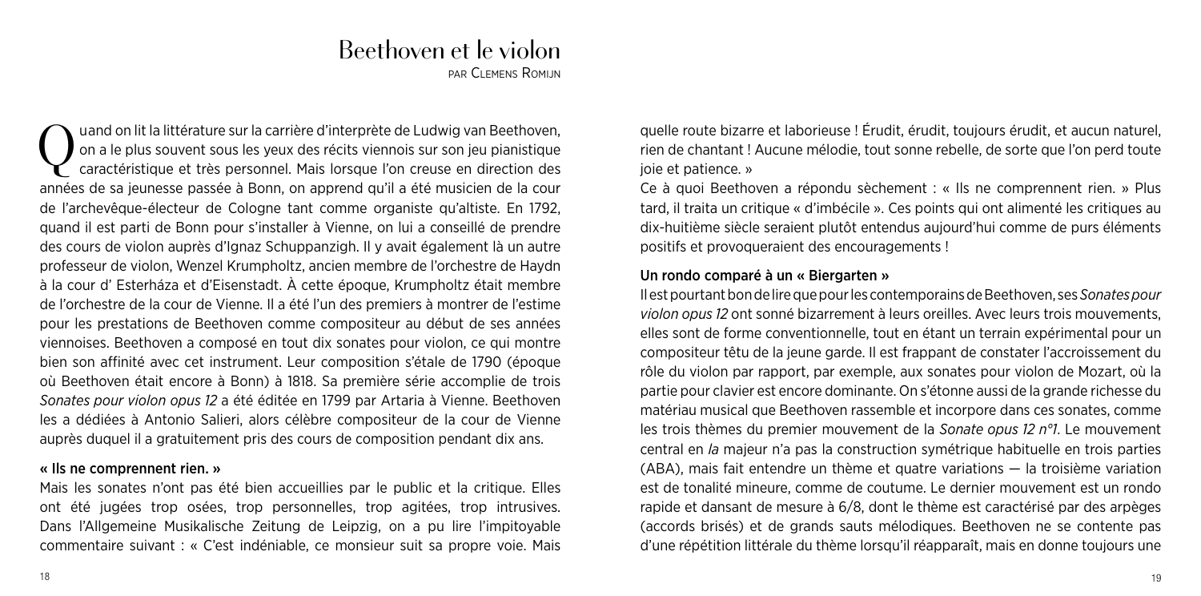# Beethoven et le violon

par Clemens Romijn

Quand on lit la littérature sur la carrière d'interprète de Ludwig van Beethoven, on a le plus souvent sous les yeux des récits viennois sur son jeu pianistique caractéristique et très personnel. Mais lorsque l'on creuse en direction des années de sa jeunesse passée à Bonn, on apprend qu'il a été musicien de la cour de l'archevêque-électeur de Cologne tant comme organiste qu'altiste. En 1792, quand il est parti de Bonn pour s'installer à Vienne, on lui a conseillé de prendre des cours de violon auprès d'Ignaz Schuppanzigh. Il y avait également là un autre professeur de violon, Wenzel Krumpholtz, ancien membre de l'orchestre de Haydn à la cour d' Esterháza et d'Eisenstadt. À cette époque, Krumpholtz était membre de l'orchestre de la cour de Vienne. Il a été l'un des premiers à montrer de l'estime pour les prestations de Beethoven comme compositeur au début de ses années viennoises. Beethoven a composé en tout dix sonates pour violon, ce qui montre bien son affinité avec cet instrument. Leur composition s'étale de 1790 (époque où Beethoven était encore à Bonn) à 1818. Sa première série accomplie de trois *Sonates pour violon opus 12* a été éditée en 1799 par Artaria à Vienne. Beethoven les a dédiées à Antonio Salieri, alors célèbre compositeur de la cour de Vienne auprès duquel il a gratuitement pris des cours de composition pendant dix ans.

### « Ils ne comprennent rien. »

Mais les sonates n'ont pas été bien accueillies par le public et la critique. Elles ont été jugées trop osées, trop personnelles, trop agitées, trop intrusives. Dans l'Allgemeine Musikalische Zeitung de Leipzig, on a pu lire l'impitoyable commentaire suivant : « C'est indéniable, ce monsieur suit sa propre voie. Mais quelle route bizarre et laborieuse ! Érudit, érudit, toujours érudit, et aucun naturel, rien de chantant ! Aucune mélodie, tout sonne rebelle, de sorte que l'on perd toute joie et patience. »

Ce à quoi Beethoven a répondu sèchement : « Ils ne comprennent rien. » Plus tard, il traita un critique « d'imbécile ». Ces points qui ont alimenté les critiques au dix-huitième siècle seraient plutôt entendus aujourd'hui comme de purs éléments positifs et provoqueraient des encouragements !

### Un rondo comparé à un « Biergarten »

Il est pourtant bon de lire que pour les contemporains de Beethoven, ses *Sonates pour violon opus 12* ont sonné bizarrement à leurs oreilles. Avec leurs trois mouvements, elles sont de forme conventionnelle, tout en étant un terrain expérimental pour un compositeur têtu de la jeune garde. Il est frappant de constater l'accroissement du rôle du violon par rapport, par exemple, aux sonates pour violon de Mozart, où la partie pour clavier est encore dominante. On s'étonne aussi de la grande richesse du matériau musical que Beethoven rassemble et incorpore dans ces sonates, comme les trois thèmes du premier mouvement de la *Sonate opus 12 n°1*. Le mouvement central en *la* majeur n'a pas la construction symétrique habituelle en trois parties (ABA), mais fait entendre un thème et quatre variations — la troisième variation est de tonalité mineure, comme de coutume. Le dernier mouvement est un rondo rapide et dansant de mesure à 6/8, dont le thème est caractérisé par des arpèges (accords brisés) et de grands sauts mélodiques. Beethoven ne se contente pas d'une répétition littérale du thème lorsqu'il réapparaît, mais en donne toujours une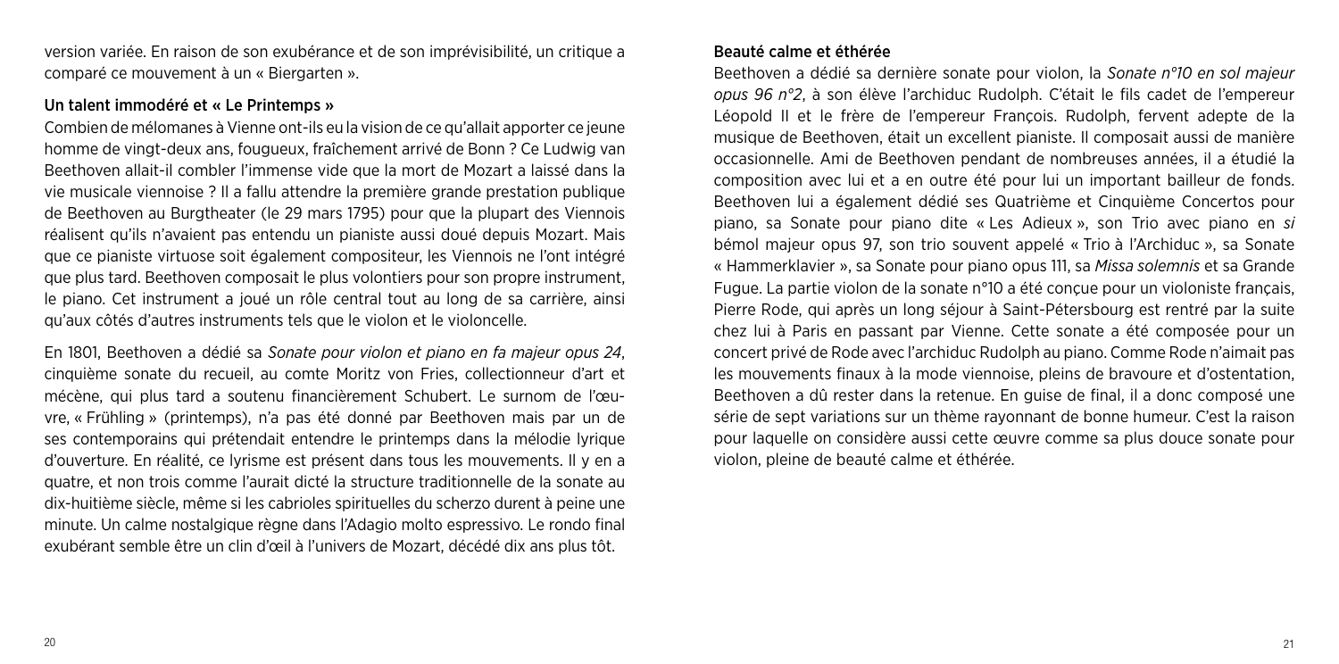version variée. En raison de son exubérance et de son imprévisibilité, un critique a comparé ce mouvement à un « Biergarten ».

### Un talent immodéré et « Le Printemps »

Combien de mélomanes à Vienne ont-ils eu la vision de ce qu'allait apporter ce jeune homme de vingt-deux ans, fougueux, fraîchement arrivé de Bonn ? Ce Ludwig van Beethoven allait-il combler l'immense vide que la mort de Mozart a laissé dans la vie musicale viennoise ? Il a fallu attendre la première grande prestation publique de Beethoven au Burgtheater (le 29 mars 1795) pour que la plupart des Viennois réalisent qu'ils n'avaient pas entendu un pianiste aussi doué depuis Mozart. Mais que ce pianiste virtuose soit également compositeur, les Viennois ne l'ont intégré que plus tard. Beethoven composait le plus volontiers pour son propre instrument, le piano. Cet instrument a joué un rôle central tout au long de sa carrière, ainsi qu'aux côtés d'autres instruments tels que le violon et le violoncelle.

En 1801, Beethoven a dédié sa *Sonate pour violon et piano en fa majeur opus 24*, cinquième sonate du recueil, au comte Moritz von Fries, collectionneur d'art et mécène, qui plus tard a soutenu financièrement Schubert. Le surnom de l'œuvre, « Frühling » (printemps), n'a pas été donné par Beethoven mais par un de ses contemporains qui prétendait entendre le printemps dans la mélodie lyrique d'ouverture. En réalité, ce lyrisme est présent dans tous les mouvements. Il y en a quatre, et non trois comme l'aurait dicté la structure traditionnelle de la sonate au dix-huitième siècle, même si les cabrioles spirituelles du scherzo durent à peine une minute. Un calme nostalgique règne dans l'Adagio molto espressivo. Le rondo final exubérant semble être un clin d'œil à l'univers de Mozart, décédé dix ans plus tôt.

### Beauté calme et éthérée

Beethoven a dédié sa dernière sonate pour violon, la *Sonate n°10 en sol majeur opus 96 n°2*, à son élève l'archiduc Rudolph. C'était le fils cadet de l'empereur Léopold II et le frère de l'empereur François. Rudolph, fervent adepte de la musique de Beethoven, était un excellent pianiste. Il composait aussi de manière occasionnelle. Ami de Beethoven pendant de nombreuses années, il a étudié la composition avec lui et a en outre été pour lui un important bailleur de fonds. Beethoven lui a également dédié ses Quatrième et Cinquième Concertos pour piano, sa Sonate pour piano dite « Les Adieux », son Trio avec piano en *si* bémol majeur opus 97, son trio souvent appelé « Trio à l'Archiduc », sa Sonate « Hammerklavier », sa Sonate pour piano opus 111, sa *Missa solemnis* et sa Grande Fugue. La partie violon de la sonate n°10 a été conçue pour un violoniste français, Pierre Rode, qui après un long séjour à Saint-Pétersbourg est rentré par la suite chez lui à Paris en passant par Vienne. Cette sonate a été composée pour un concert privé de Rode avec l'archiduc Rudolph au piano. Comme Rode n'aimait pas les mouvements finaux à la mode viennoise, pleins de bravoure et d'ostentation, Beethoven a dû rester dans la retenue. En guise de final, il a donc composé une série de sept variations sur un thème rayonnant de bonne humeur. C'est la raison pour laquelle on considère aussi cette œuvre comme sa plus douce sonate pour violon, pleine de beauté calme et éthérée.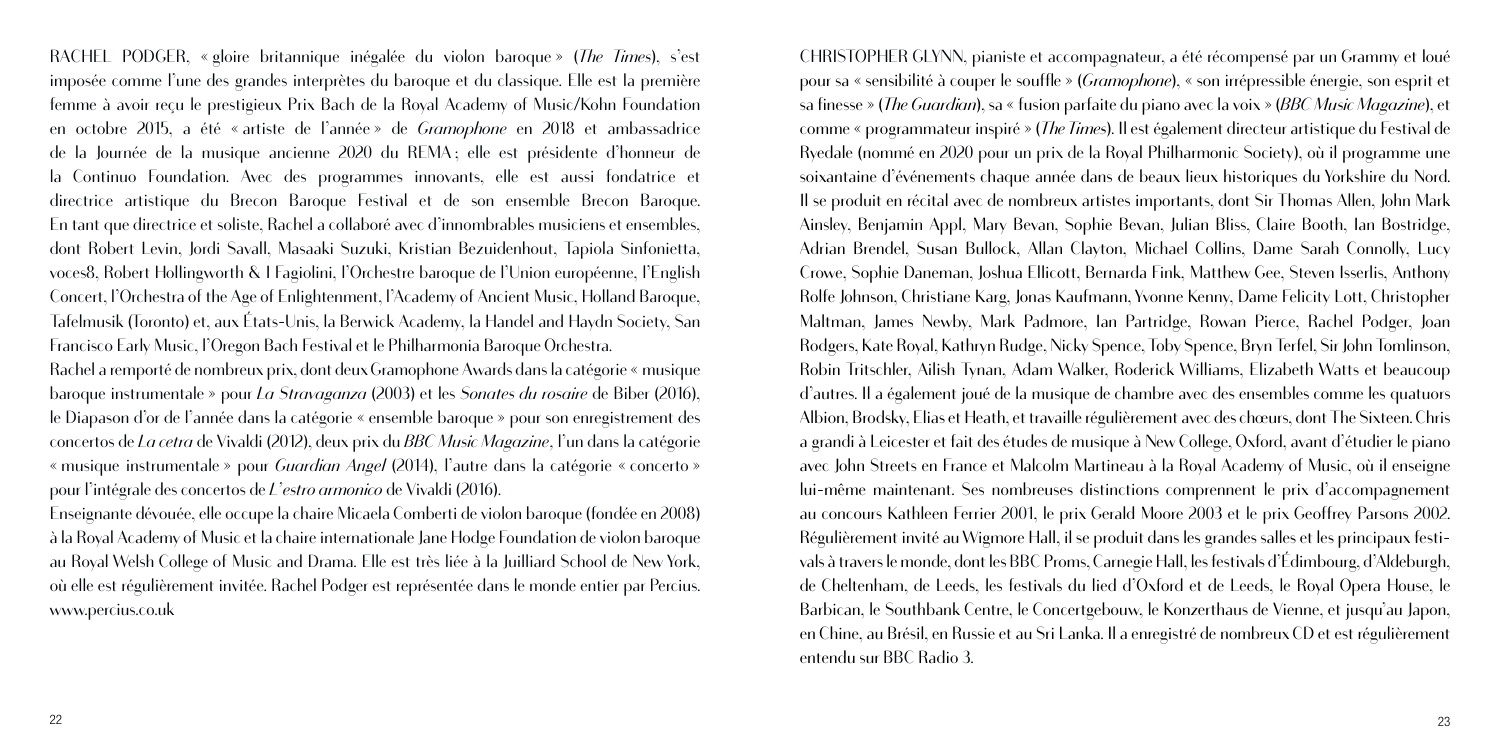RACHEL PODGER, « gloire britannique inégalée du violon baroque » (*The Times*), s'est imposée comme l'une des grandes interprètes du baroque et du classique. Elle est la première femme à avoir reçu le prestigieux Prix Bach de la Royal Academy of Music/Kohn Foundation en octobre 2015, a été « artiste de l'année » de *Gramophone* en 2018 et ambassadrice de la Journée de la musique ancienne 2020 du REMA ; elle est présidente d'honneur de la Continuo Foundation. Avec des programmes innovants, elle est aussi fondatrice et directrice artistique du Brecon Baroque Festival et de son ensemble Brecon Baroque. En tant que directrice et soliste, Rachel a collaboré avec d'innombrables musiciens et ensembles, dont Robert Levin, Jordi Savall, Masaaki Suzuki, Kristian Bezuidenhout, Tapiola Sinfonietta, voces8, Robert Hollingworth & I Fagiolini, l'Orchestre baroque de l'Union européenne, l'English Concert, l'Orchestra of the Age of Enlightenment, l'Academy of Ancient Music, Holland Baroque, Tafelmusik (Toronto) et, aux États-Unis, la Berwick Academy, la Handel and Haydn Society, San Francisco Early Music, l'Oregon Bach Festival et le Philharmonia Baroque Orchestra.

Rachel a remporté de nombreux prix, dont deux Gramophone Awards dans la catégorie « musique baroque instrumentale » pour *La Stravaganza* (2003) et les *Sonates du rosaire* de Biber (2016), le Diapason d'or de l'année dans la catégorie « ensemble baroque » pour son enregistrement des concertos de *La cetra* de Vivaldi (2012), deux prix du *BBC Music Magazine*, l'un dans la catégorie « musique instrumentale » pour *Guardian Angel* (2014), l'autre dans la catégorie « concerto » pour l'intégrale des concertos de *L'estro armonico* de Vivaldi (2016).

Enseignante dévouée, elle occupe la chaire Micaela Comberti de violon baroque (fondée en 2008) à la Royal Academy of Music et la chaire internationale Jane Hodge Foundation de violon baroque au Royal Welsh College of Music and Drama. Elle est très liée à la Juilliard School de New York, où elle est régulièrement invitée. Rachel Podger est représentée dans le monde entier par Percius. www.percius.co.uk

CHRISTOPHER GLYNN, pianiste et accompagnateur, a été récompensé par un Grammy et loué pour sa « sensibilité à couper le souffle » (*Gramophone*), « son irrépressible énergie, son esprit et sa finesse » (*The Guardian*), sa « fusion parfaite du piano avec la voix » (*BBC Music Magazine*), et comme « programmateur inspiré » (*The Times*). Il est également directeur artistique du Festival de Ryedale (nommé en 2020 pour un prix de la Royal Philharmonic Society), où il programme une soixantaine d'événements chaque année dans de beaux lieux historiques du Yorkshire du Nord. Il se produit en récital avec de nombreux artistes importants, dont Sir Thomas Allen, John Mark Ainsley, Benjamin Appl, Mary Bevan, Sophie Bevan, Julian Bliss, Claire Booth, Ian Bostridge, Adrian Brendel, Susan Bullock, Allan Clayton, Michael Collins, Dame Sarah Connolly, Lucy Crowe, Sophie Daneman, Joshua Ellicott, Bernarda Fink, Matthew Gee, Steven Isserlis, Anthony Rolfe Johnson, Christiane Karg, Jonas Kaufmann, Yvonne Kenny, Dame Felicity Lott, Christopher Maltman, James Newby, Mark Padmore, Ian Partridge, Rowan Pierce, Rachel Podger, Joan Rodgers, Kate Royal, Kathryn Rudge, Nicky Spence, Toby Spence, Bryn Terfel, Sir John Tomlinson, Robin Tritschler, Ailish Tynan, Adam Walker, Roderick Williams, Elizabeth Watts et beaucoup d'autres. Il a également joué de la musique de chambre avec des ensembles comme les quatuors Albion, Brodsky, Elias et Heath, et travaille régulièrement avec des chœurs, dont The Sixteen. Chris a grandi à Leicester et fait des études de musique à New College, Oxford, avant d'étudier le piano avec John Streets en France et Malcolm Martineau à la Royal Academy of Music, où il enseigne lui-même maintenant. Ses nombreuses distinctions comprennent le prix d'accompagnement au concours Kathleen Ferrier 2001, le prix Gerald Moore 2003 et le prix Geoffrey Parsons 2002. Régulièrement invité au Wigmore Hall, il se produit dans les grandes salles et les principaux festivals à travers le monde, dont les BBC Proms, Carnegie Hall, les festivals d'Édimbourg, d'Aldeburgh, de Cheltenham, de Leeds, les festivals du lied d'Oxford et de Leeds, le Royal Opera House, le Barbican, le Southbank Centre, le Concertgebouw, le Konzerthaus de Vienne, et jusqu'au Japon, en Chine, au Brésil, en Russie et au Sri Lanka. Il a enregistré de nombreux CD et est régulièrement entendu sur BBC Radio 3.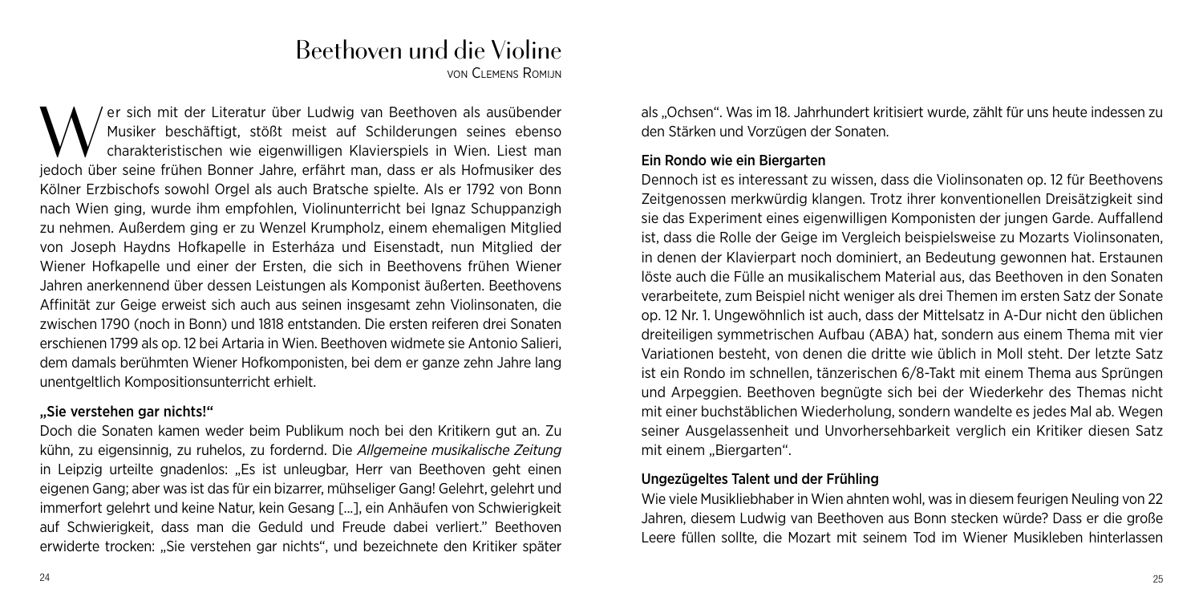# Beethoven und die Violine

von Clemens Romijn

Wer sich mit der Literatur über Ludwig van Beethoven als ausübender Musiker beschäftigt, stößt meist auf Schilderungen seines ebenso charakteristischen wie eigenwilligen Klavierspiels in Wien. Liest man jedoch über seine frühen Bonner Jahre, erfährt man, dass er als Hofmusiker des Kölner Erzbischofs sowohl Orgel als auch Bratsche spielte. Als er 1792 von Bonn nach Wien ging, wurde ihm empfohlen, Violinunterricht bei Ignaz Schuppanzigh zu nehmen. Außerdem ging er zu Wenzel Krumpholz, einem ehemaligen Mitglied von Joseph Haydns Hofkapelle in Esterháza und Eisenstadt, nun Mitglied der Wiener Hofkapelle und einer der Ersten, die sich in Beethovens frühen Wiener Jahren anerkennend über dessen Leistungen als Komponist äußerten. Beethovens Affinität zur Geige erweist sich auch aus seinen insgesamt zehn Violinsonaten, die zwischen 1790 (noch in Bonn) und 1818 entstanden. Die ersten reiferen drei Sonaten erschienen 1799 als op. 12 bei Artaria in Wien. Beethoven widmete sie Antonio Salieri, dem damals berühmten Wiener Hofkomponisten, bei dem er ganze zehn Jahre lang unentgeltlich Kompositionsunterricht erhielt.

## „Sie verstehen gar nichts!"

Doch die Sonaten kamen weder beim Publikum noch bei den Kritikern gut an. Zu kühn, zu eigensinnig, zu ruhelos, zu fordernd. Die *Allgemeine musikalische Zeitung* in Leipzig urteilte gnadenlos: „Es ist unleugbar, Herr van Beethoven geht einen eigenen Gang; aber was ist das für ein bizarrer, mühseliger Gang! Gelehrt, gelehrt und immerfort gelehrt und keine Natur, kein Gesang […], ein Anhäufen von Schwierigkeit auf Schwierigkeit, dass man die Geduld und Freude dabei verliert." Beethoven erwiderte trocken: „Sie verstehen gar nichts", und bezeichnete den Kritiker später als „Ochsen". Was im 18. Jahrhundert kritisiert wurde, zählt für uns heute indessen zu den Stärken und Vorzügen der Sonaten.

## Ein Rondo wie ein Biergarten

Dennoch ist es interessant zu wissen, dass die Violinsonaten op. 12 für Beethovens Zeitgenossen merkwürdig klangen. Trotz ihrer konventionellen Dreisätzigkeit sind sie das Experiment eines eigenwilligen Komponisten der jungen Garde. Auffallend ist, dass die Rolle der Geige im Vergleich beispielsweise zu Mozarts Violinsonaten, in denen der Klavierpart noch dominiert, an Bedeutung gewonnen hat. Erstaunen löste auch die Fülle an musikalischem Material aus, das Beethoven in den Sonaten verarbeitete, zum Beispiel nicht weniger als drei Themen im ersten Satz der Sonate op. 12 Nr. 1. Ungewöhnlich ist auch, dass der Mittelsatz in A-Dur nicht den üblichen dreiteiligen symmetrischen Aufbau (ABA) hat, sondern aus einem Thema mit vier Variationen besteht, von denen die dritte wie üblich in Moll steht. Der letzte Satz ist ein Rondo im schnellen, tänzerischen 6/8-Takt mit einem Thema aus Sprüngen und Arpeggien. Beethoven begnügte sich bei der Wiederkehr des Themas nicht mit einer buchstäblichen Wiederholung, sondern wandelte es jedes Mal ab. Wegen seiner Ausgelassenheit und Unvorhersehbarkeit verglich ein Kritiker diesen Satz mit einem „Biergarten".

## Ungezügeltes Talent und der Frühling

Wie viele Musikliebhaber in Wien ahnten wohl, was in diesem feurigen Neuling von 22 Jahren, diesem Ludwig van Beethoven aus Bonn stecken würde? Dass er die große Leere füllen sollte, die Mozart mit seinem Tod im Wiener Musikleben hinterlassen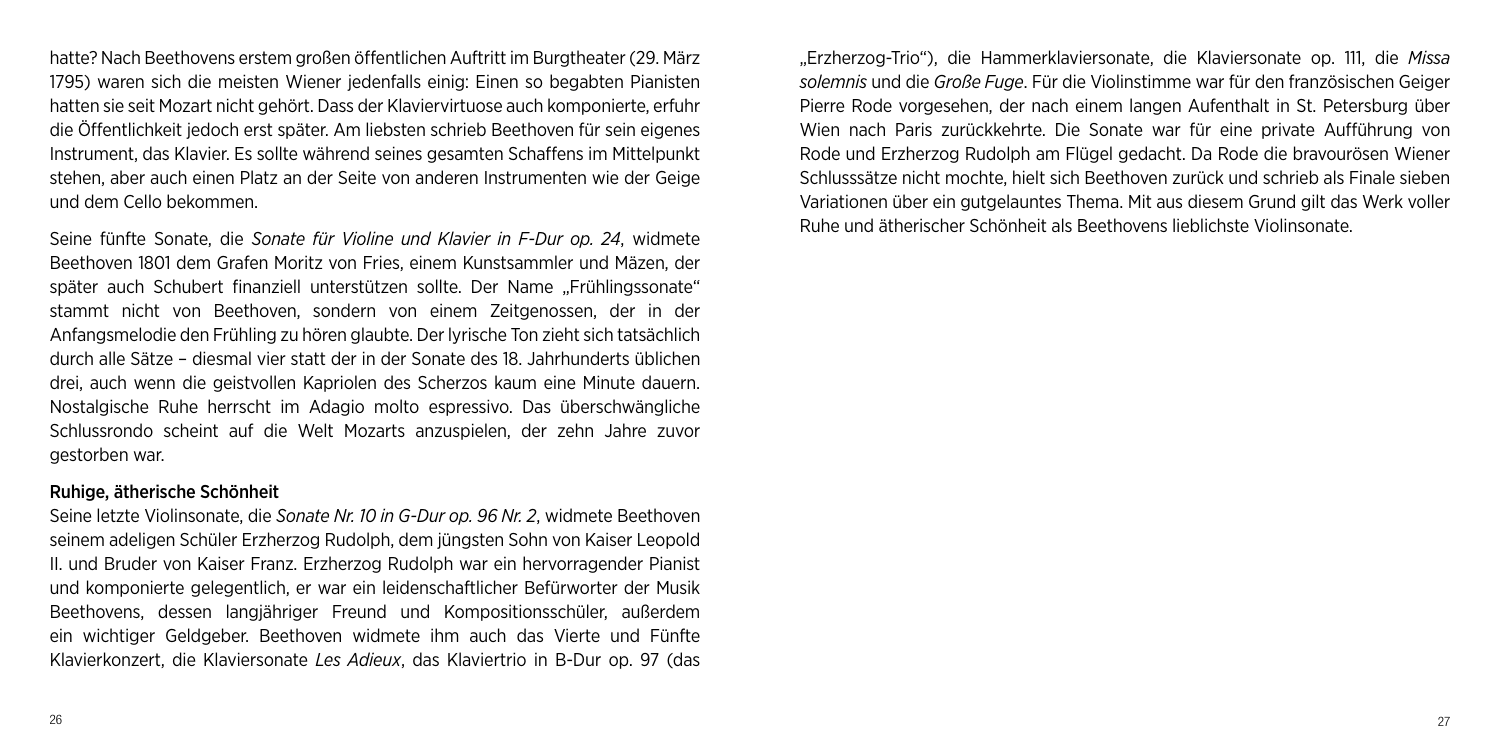hatte? Nach Beethovens erstem großen öffentlichen Auftritt im Burgtheater (29. März 1795) waren sich die meisten Wiener jedenfalls einig: Einen so begabten Pianisten hatten sie seit Mozart nicht gehört. Dass der Klaviervirtuose auch komponierte, erfuhr die Öffentlichkeit jedoch erst später. Am liebsten schrieb Beethoven für sein eigenes Instrument, das Klavier. Es sollte während seines gesamten Schaffens im Mittelpunkt stehen, aber auch einen Platz an der Seite von anderen Instrumenten wie der Geige und dem Cello bekommen.

Seine fünfte Sonate, die *Sonate für Violine und Klavier in F-Dur op. 24*, widmete Beethoven 1801 dem Grafen Moritz von Fries, einem Kunstsammler und Mäzen, der später auch Schubert finanziell unterstützen sollte. Der Name „Frühlingssonate" stammt nicht von Beethoven, sondern von einem Zeitgenossen, der in der Anfangsmelodie den Frühling zu hören glaubte. Der lyrische Ton zieht sich tatsächlich durch alle Sätze – diesmal vier statt der in der Sonate des 18. Jahrhunderts üblichen drei, auch wenn die geistvollen Kapriolen des Scherzos kaum eine Minute dauern. Nostalgische Ruhe herrscht im Adagio molto espressivo. Das überschwängliche Schlussrondo scheint auf die Welt Mozarts anzuspielen, der zehn Jahre zuvor gestorben war.

### Ruhige, ätherische Schönheit

Seine letzte Violinsonate, die *Sonate Nr. 10 in G-Dur op. 96 Nr. 2*, widmete Beethoven seinem adeligen Schüler Erzherzog Rudolph, dem jüngsten Sohn von Kaiser Leopold II. und Bruder von Kaiser Franz. Erzherzog Rudolph war ein hervorragender Pianist und komponierte gelegentlich, er war ein leidenschaftlicher Befürworter der Musik Beethovens, dessen langjähriger Freund und Kompositionsschüler, außerdem ein wichtiger Geldgeber. Beethoven widmete ihm auch das Vierte und Fünfte Klavierkonzert, die Klaviersonate *Les Adieux*, das Klaviertrio in B-Dur op. 97 (das „Erzherzog-Trio"), die Hammerklaviersonate, die Klaviersonate op. 111, die *Missa solemnis* und die *Große Fuge*. Für die Violinstimme war für den französischen Geiger Pierre Rode vorgesehen, der nach einem langen Aufenthalt in St. Petersburg über Wien nach Paris zurückkehrte. Die Sonate war für eine private Aufführung von Rode und Erzherzog Rudolph am Flügel gedacht. Da Rode die bravourösen Wiener Schlusssätze nicht mochte, hielt sich Beethoven zurück und schrieb als Finale sieben Variationen über ein gutgelauntes Thema. Mit aus diesem Grund gilt das Werk voller Ruhe und ätherischer Schönheit als Beethovens lieblichste Violinsonate.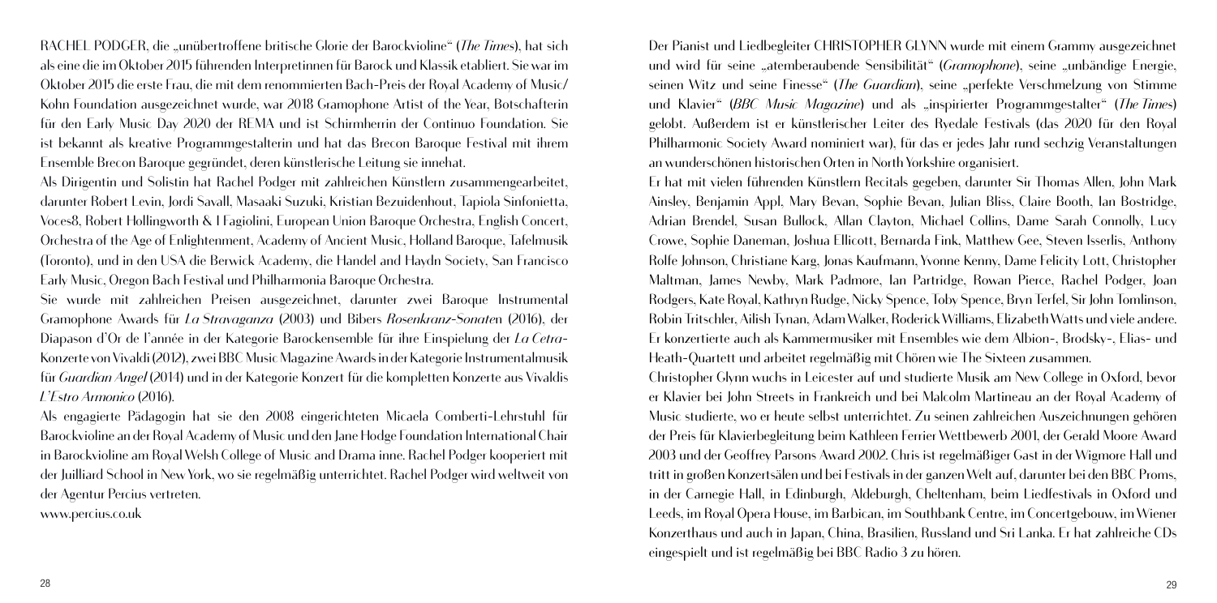RACHEL PODGER, die „unübertroffene britische Glorie der Barockvioline" (*The Times*), hat sich als eine die im Oktober 2015 führenden Interpretinnen für Barock und Klassik etabliert. Sie war im Oktober 2015 die erste Frau, die mit dem renommierten Bach-Preis der Royal Academy of Music/ Kohn Foundation ausgezeichnet wurde, war 2018 Gramophone Artist of the Year, Botschafterin für den Early Music Day 2020 der REMA und ist Schirmherrin der Continuo Foundation. Sie ist bekannt als kreative Programmgestalterin und hat das Brecon Baroque Festival mit ihrem Ensemble Brecon Baroque gegründet, deren künstlerische Leitung sie innehat.

Als Dirigentin und Solistin hat Rachel Podger mit zahlreichen Künstlern zusammengearbeitet, darunter Robert Levin, Jordi Savall, Masaaki Suzuki, Kristian Bezuidenhout, Tapiola Sinfonietta, Voces8, Robert Hollingworth & I Fagiolini, European Union Baroque Orchestra, English Concert, Orchestra of the Age of Enlightenment, Academy of Ancient Music, Holland Baroque, Tafelmusik (Toronto), und in den USA die Berwick Academy, die Handel and Haydn Society, San Francisco Early Music, Oregon Bach Festival und Philharmonia Baroque Orchestra.

Sie wurde mit zahlreichen Preisen ausgezeichnet, darunter zwei Baroque Instrumental Gramophone Awards für *La Stravaganza* (2003) und Bibers *Rosenkranz-Sonaten* (2016), der Diapason d'Or de l'année in der Kategorie Barockensemble für ihre Einspielung der *La Cetra*-Konzerte von Vivaldi (2012), zwei BBC Music Magazine Awards in der Kategorie Instrumentalmusik für *Guardian Angel* (2014) und in der Kategorie Konzert für die kompletten Konzerte aus Vivaldis *L'Estro Armonico* (2016).

Als engagierte Pädagogin hat sie den 2008 eingerichteten Micaela Comberti-Lehrstuhl für Barockvioline an der Royal Academy of Music und den Jane Hodge Foundation International Chair in Barockvioline am Royal Welsh College of Music and Drama inne. Rachel Podger kooperiert mit der Juilliard School in New York, wo sie regelmäßig unterrichtet. Rachel Podger wird weltweit von der Agentur Percius vertreten.

www.percius.co.uk

Der Pianist und Liedbegleiter CHRISTOPHER GLYNN wurde mit einem Grammy ausgezeichnet und wird für seine „atemberaubende Sensibilität" (*Gramophone*), seine „unbändige Energie, seinen Witz und seine Finesse" (*The Guardian*), seine „perfekte Verschmelzung von Stimme und Klavier" (*BBC Music Magazine*) und als „inspirierter Programmgestalter" (*The Times*) gelobt. Außerdem ist er künstlerischer Leiter des Ryedale Festivals (das 2020 für den Royal Philharmonic Society Award nominiert war), für das er jedes Jahr rund sechzig Veranstaltungen an wunderschönen historischen Orten in North Yorkshire organisiert.

Er hat mit vielen führenden Künstlern Recitals gegeben, darunter Sir Thomas Allen, John Mark Ainsley, Benjamin Appl, Mary Bevan, Sophie Bevan, Julian Bliss, Claire Booth, Ian Bostridge, Adrian Brendel, Susan Bullock, Allan Clayton, Michael Collins, Dame Sarah Connolly, Lucy Crowe, Sophie Daneman, Joshua Ellicott, Bernarda Fink, Matthew Gee, Steven Isserlis, Anthony Rolfe Johnson, Christiane Karg, Jonas Kaufmann, Yvonne Kenny, Dame Felicity Lott, Christopher Maltman, James Newby, Mark Padmore, Ian Partridge, Rowan Pierce, Rachel Podger, Joan Rodgers, Kate Royal, Kathryn Rudge, Nicky Spence, Toby Spence, Bryn Terfel, Sir John Tomlinson, Robin Tritschler, Ailish Tynan, Adam Walker, Roderick Williams, Elizabeth Watts und viele andere. Er konzertierte auch als Kammermusiker mit Ensembles wie dem Albion-, Brodsky-, Elias- und Heath-Quartett und arbeitet regelmäßig mit Chören wie The Sixteen zusammen.

Christopher Glynn wuchs in Leicester auf und studierte Musik am New College in Oxford, bevor er Klavier bei John Streets in Frankreich und bei Malcolm Martineau an der Royal Academy of Music studierte, wo er heute selbst unterrichtet. Zu seinen zahlreichen Auszeichnungen gehören der Preis für Klavierbegleitung beim Kathleen Ferrier Wettbewerb 2001, der Gerald Moore Award 2003 und der Geoffrey Parsons Award 2002. Chris ist regelmäßiger Gast in der Wigmore Hall und tritt in großen Konzertsälen und bei Festivals in der ganzen Welt auf, darunter bei den BBC Proms, in der Carnegie Hall, in Edinburgh, Aldeburgh, Cheltenham, beim Liedfestivals in Oxford und Leeds, im Royal Opera House, im Barbican, im Southbank Centre, im Concertgebouw, im Wiener Konzerthaus und auch in Japan, China, Brasilien, Russland und Sri Lanka. Er hat zahlreiche CDs eingespielt und ist regelmäßig bei BBC Radio 3 zu hören.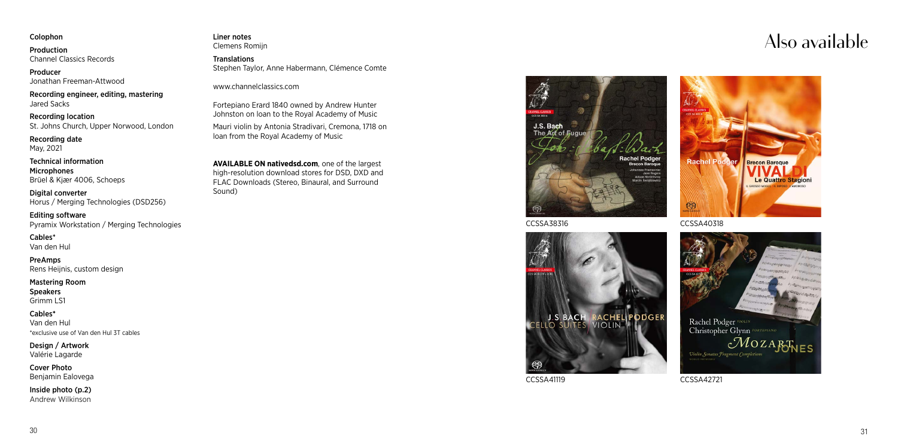**Colophon**

**Production**
Channel Classics Records

**Producer**
Jonathan Freeman-Attwood

**Recording engineer, editing, mastering**
Jared Sacks

**Recording location**
St. Johns Church, Upper Norwood, London

**Recording date**
May, 2021

**Technical information**
**Microphones**
Brüel & Kjær 4006, Schoeps

**Digital converter**
Horus / Merging Technologies (DSD256)

**Editing software**
Pyramix Workstation / Merging Technologies

**Cables***
Van den Hul

**PreAmps**
Rens Heijnis, custom design

**Mastering Room**
**Speakers**
Grimm LS1

**Cables***
Van den Hul
*exclusive use of Van den Hul 3T cables

**Design / Artwork**
Valérie Lagarde

**Cover Photo**
Benjamin Ealovega

**Inside photo (p.2)**
Andrew Wilkinson

**Liner notes**
Clemens Romijn

**Translations**
Stephen Taylor, Anne Habermann, Clémence Comte

www.channelclassics.com

Fortepiano Erard 1840 owned by Andrew Hunter Johnston on loan to the Royal Academy of Music

Mauri violin by Antonia Stradivari, Cremona, 1718 on loan from the Royal Academy of Music

**AVAILABLE ON nativedsd.com**, one of the largest high-resolution download stores for DSD, DXD and FLAC Downloads (Stereo, Binaural, and Surround Sound)

# Also available

CCSSA38316

CCSSA40318

CCSSA41119

CCSSA42721